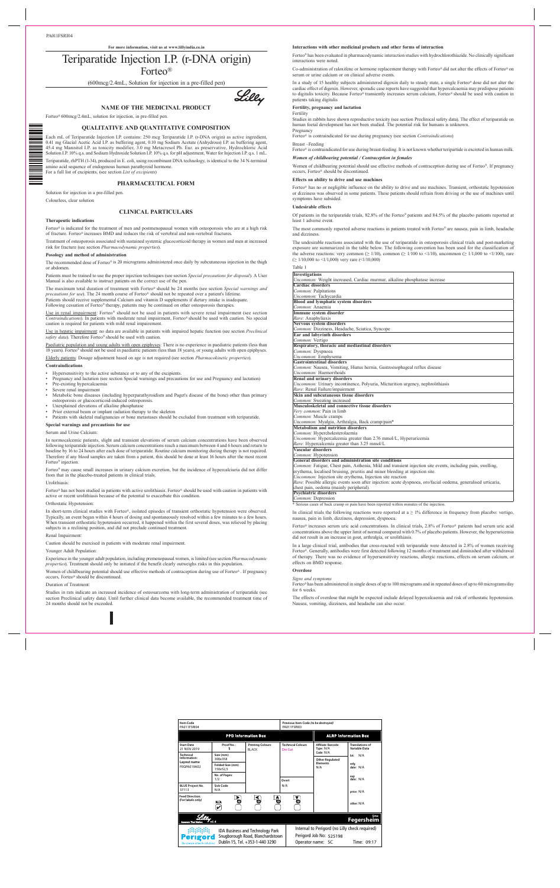PA011FSRI04

**For more information, visit us at www.lillyindia.co.in**

# Teriparatide Injection I.P. (r-DNA origin) Forteo®

(600mcg/2.4mL, Solution for injection in a pre-filled pen)

## NAME OF THE MEDICINAL PRODUCT

Forteo® 600mcg/2.4mL, solution for injection, in pre-filled pen.

## QUALITATIVE AND QUANTITATIVE COMPOSITION

Each mL of Teriparatide Injection I.P. contains: 250 mcg Teriparatide I.P. (r-DNA origin) as active ingredient, 0.41 mg Glacial Acetic Acid I.P. as buffering agent, 0.10 mg Sodium Acetate (Anhydrous) I.P. as buffering agent, 45.4 mg Mannitol I.P. as tonicity modifier, 3.0 mg Metacresol Ph. Eur. as preservative, Hydrochloric Acid Solution I.P. 10% q.s. and Sodium Hydroxide Solution I.P. 10% q.s. for pH adjustment, Water for Injection I.P. q.s. 1 mL.

Teriparatide, rhPTH (1-34), produced in E. coli, using recombinant DNA technology, is identical to the 34 N-terminal amino acid sequence of endogenous human parathyroid hormone.

For a full list of excipients, (see section *List of excipients*)

## PHARMACEUTICAL FORM

Solution for injection in a pre-filled pen.

Colourless, clear solution

## CLINICAL PARTICULARS

### Therapeutic indications

Forteo® is indicated for the treatment of men and postmenopausal women with osteoporosis who are at a high risk of fracture. Forteo® increases BMD and reduces the risk of vertebral and non-vertebral fractures.

Treatment of osteoporosis associated with sustained systemic glucocorticoid therapy in women and men at increased risk for fracture (see section *Pharmacodynamic properties*).

### Posology and method of administration

The recommended dose of Forteo® is 20 micrograms administered once daily by subcutaneous injection in the thigh or abdomen.

Patients must be trained to use the proper injection techniques (see section *Special precautions for disposal*). A User Manual is also available to instruct patients on the correct use of the pen.

The maximum total duration of treatment with Forteo® should be 24 months (see section *Special warnings and precautions for use*). The 24 month course of Forteo® should not be repeated over a patient's lifetime.

Patients should receive supplemental Calcium and vitamin D supplements if dietary intake is inadequate.

Following cessation of Forteo® therapy, patients may be continued on other osteoporosis therapies.

Use in renal impairment: Forteo® should not be used in patients with severe renal impairment (see section *Contraindications*). In patients with moderate renal impairment, Forteo® should be used with caution. No special caution is required for patients with mild renal impairment.

Use in hepatic impairment: no data are available in patients with impaired hepatic function (see section *Preclinical safety data*). Therefore Forteo® should be used with caution.

Paediatric population and young adults with open epiphyses: There is no experience in paediatric patients (less than 18 years). Forteo® should not be used in paediatric patients (less than 18 years), or young adults with open epiphyses.

Elderly patients: Dosage adjustment based on age is not required (see section *Pharmacokinetic properties*).

### Contraindications

- Hypersensitivity to the active substance or to any of the excipients.
- Pregnancy and lactation (see section Special warnings and precautions for use and Pregnancy and lactation)
- Pre-existing hypercalcaemia
- Severe renal impairment
- Metabolic bone diseases (including hyperparathyroidism and Paget's disease of the bone) other than primary osteoporosis or glucocorticoid-induced osteoporosis.
- Unexplained elevations of alkaline phosphatase
- Prior external beam or implant radiation therapy to the skeleton
- Patients with skeletal malignancies or bone metastases should be excluded from treatment with teriparatide.

### Special warnings and precautions for use

Serum and Urine Calcium:

In normocalcemic patients, slight and transient elevations of serum calcium concentrations have been observed following teriparatide injection. Serum calcium concentrations reach a maximum between 4 and 6 hours and return to baseline by 16 to 24 hours after each dose of teriparatide. Routine calcium monitoring during therapy is not required. Therefore if any blood samples are taken from a patient, this should be done at least 16 hours after the most recent Forteo® injection.

Forteo® may cause small increases in urinary calcium excretion, but the incidence of hypercalciuria did not differ from that in the placebo-treated patients in clinical trials.

Urolithiasis:

Forteo® has not been studied in patients with active urolithiasis. Forteo® should be used with caution in patients with active or recent urolithiasis because of the potential to exacerbate this condition.

Orthostatic Hypotension:

In short-term clinical studies with Forteo®, isolated episodes of transient orthostatic hypotension were observed. Typically, an event began within 4 hours of dosing and spontaneously resolved within a few minutes to a few hours. When transient orthostatic hypotension occurred, it happened within the first several doses, was relieved by placing subjects in a reclining position, and did not preclude continued treatment.

Renal Impairment:

Caution should be exercised in patients with moderate renal impairment.

Younger Adult Population:

Experience in the younger adult population, including premenopausal women, is limited (see section *Pharmacodynamic properties*). Treatment should only be initiated if the benefit clearly outweighs risks in this population.

Women of childbearing potential should use effective methods of contraception during use of Forteo®. If pregnancy occurs, Forteo® should be discontinued.

Duration of Treatment:

Studies in rats indicate an increased incidence of osteosarcoma with long-term administration of teriparatide (see section Preclinical safety data). Until further clinical data become available, the recommended treatment time of 24 months should not be exceeded.

### Interactions with other medicinal products and other forms of interaction

Forteo® has been evaluated in pharmacodynamic interaction studies with hydrochlorothiazide. No clinically significant interactions were noted.

Co-administration of raloxifene or hormone replacement therapy with Forteo® did not alter the effects of Forteo® on serum or urine calcium or on clinical adverse events.

In a study of 15 healthy subjects administered digoxin daily to steady state, a single Forteo® dose did not alter the cardiac effect of digoxin. However, sporadic case reports have suggested that hypercalcaemia may predispose patients to digitalis toxicity. Because Forteo® transiently increases serum calcium, Forteo® should be used with caution in patients taking digitalis

### Fertility, pregnancy and lactation

Fertility

Studies in rabbits have shown reproductive toxicity (see section Preclinical safety data). The effect of teriparatide on human foetal development has not been studied. The potential risk for humans is unknown.

Pregnancy

Forteo® is contraindicated for use during pregnancy (see section *Contraindications*)

Breast –Feeding

Forteo® is contraindicated for use during breast-feeding. It is not known whether teripartide is excreted in human milk.

*Women of childbearing potential / Contraception in females*

Women of childbearing potential should use effective methods of contraception during use of Forteo®. If pregnancy occurs, Forteo® should be discontinued.

### Effects on ability to drive and use machines

Forteo® has no or negligible influence on the ability to drive and use machines. Transient, orthostatic hypotension or dizziness was observed in some patients. These patients should refrain from driving or the use of machines until symptoms have subsided.

### Undesirable effects

Of patients in the teriparatide trials, 82.8% of the Forteo® patients and 84.5% of the placebo patients reported at least 1 adverse event.

The most commonly reported adverse reactions in patients treated with Forteo® are nausea, pain in limb, headache and dizziness.

The undesirable reactions associated with the use of teriparatide in osteoporosis clinical trials and post-marketing exposure are summarized in the table below. The following convention has been used for the classification of the adverse reactions: very common (≥ 1/10), common (≥ 1/100 to <1/10), uncommon (≥ 1/1,000 to <1/100), rare (≥ 1/10,000 to <1/1,000) very rare (<1/10,000)

Table 1

| |
|---|
| **Investigations** |
| *Uncommon:* Weight increased, Cardiac murmur, alkaline phosphatase increase |
| **Cardiac disorders** |
| *Common:* Palpitations |
| *Uncommon:* Tachycardia |
| **Blood and lymphatic system disorders** |
| *Common:* Anaemia |
| **Immune system disorder** |
| *Rare:* Anaphylaxis |
| **Nervous system disorders** |
| *Common:* Dizziness, Headache, Sciatica, Syncope |
| **Ear and labyrinth disorders** |
| *Common:* Vertigo |
| **Respiratory, thoracic and mediastinal disorders** |
| *Common:* Dyspnoea |
| *Uncommon:* Emphysema |
| **Gastrointestinal disorders** |
| *Common:* Nausea, Vomiting, Hiatus hernia, Gastroesophageal reflux disease |
| *Uncommon:* Haemorrhoids |
| **Renal and urinary disorders** |
| *Uncommon:* Urinary incontinence, Polyuria, Micturition urgency, nephrolithiasis |
| *Rare:* Renal Failure/impairment |
| **Skin and subcutaneous tissue disorders** |
| *Common:* Sweating increased |
| **Musculoskeletal and connective tissue disorders** |
| *Very common:* Pain in limb |
| *Common:* Muscle cramps |
| *Uncommon:* Myalgia, Arthralgia, Back cramp/pain* |
| **Metabolism and nutrition disorders** |
| *Common:* Hypercholesterolaemia |
| *Uncommon:* Hypercalcemia greater than 2.76 mmol/L, Hyperuricemia |
| *Rare:* Hypercalcemia greater than 3.25 mmol/L |
| **Vascular disorders** |
| *Common:* Hypotension |
| **General disorders and administration site conditions** |
| *Common:* Fatigue, Chest pain, Asthenia, Mild and transient injection site events, including pain, swelling, erythema, localised bruising, pruritis and minor bleeding at injection site. |
| *Uncommon:* Injection site erythema, Injection site reaction |
| *Rare:* Possible allergic events soon after injection: acute dyspnoea, oro/facial oedema, generalised urticaria, chest pain, oedema (mainly peripheral). |
| **Psychiatric disorders** |
| *Common:* Depression |

* Serious cases of back cramp or pain have been reported within minutes of the injection.

In clinical trials the following reactions were reported at a ≥ 1% difference in frequency from placebo: vertigo, nausea, pain in limb, dizziness, depression, dyspnoea.

Forteo® increases serum uric acid concentrations. In clinical trials, 2.8% of Forteo® patients had serum uric acid concentrations above the upper limit of normal compared with 0.7% of placebo patients. However, the hyperuricemia did not result in an increase in gout, arthralgia, or urolithiasis.

In a large clinical trial, antibodies that cross-reacted with teriparatide were detected in 2.8% of women receiving Forteo®. Generally, antibodies were first detected following 12 months of treatment and diminished after withdrawal of therapy. There was no evidence of hypersensitivity reactions, allergic reactions, effects on serum calcium, or effects on BMD response.

### Overdose

*Signs and symptoms*

Forteo® has been administered in single doses of up to 100 micrograms and in repeated doses of up to 60 micrograms/day for 6 weeks.

The effects of overdose that might be expected include delayed hypercalcaemia and risk of orthostatic hypotension. Nausea, vomiting, dizziness, and headache can also occur.

| Item Code | PA011FSRI04 | | Previous Item Code (to be destroyed) | PA011FSRI03 | |
|---|---|---|---|---|---|
| **PPD Information Box** | | | | **ALRP Information Box** | |
| Start Date: 21 NOV 2019 | Proof No.: 1 | Printing Colours: BLACK | Technical Colours: Die Cut | Affiliate Barcode: Type: N/A Code: N/A | Translations of Variable Data |
| Technical Information: Layout name FEGPA019A02 | Size (mm): 300x358 | | | Other Regulated Elements: N/A | lot: N/A |
| | Folded Size (mm): 150x52,5 | | | | mfg date: N/A |
| | No. of Pages: 1/2 | | Overt: N/A | | exp date: N/A |
| BLUE Project No. 37113 | Sick Code: N/A | | | | price: N/A |
| Feed Direction: (For labels only) | N/A | | | | other: N/A |
| Site: Fegersheim | | | | | |
| Perigord – IDA Business and Technology Park, Snugborough Road, Blanchardstown, Dublin 15, Tel. +353-1-440 3290 | | | Internal to Perigord (no Lilly check required) Perigord Job No: 525198 Operator name: SC Time: 09:17 | | |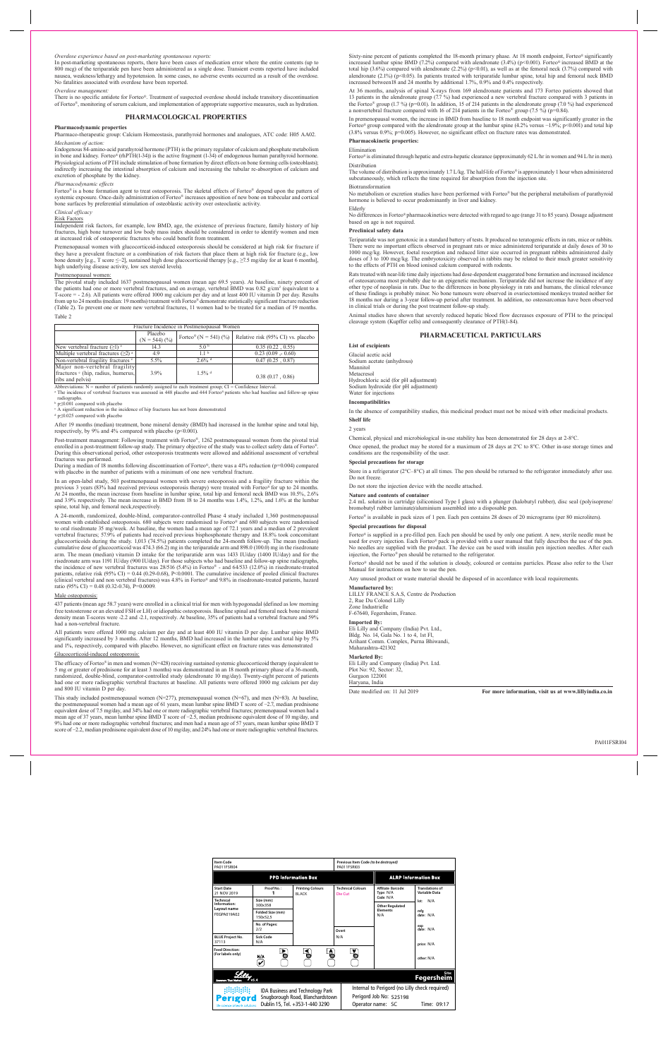*Overdose experience based on post-marketing spontaneous reports:*

In post-marketing spontaneous reports, there have been cases of medication error where the entire contents (up to 800 mcg) of the teriparatide pen have been administered as a single dose. Transient events reported have included nausea, weakness/lethargy and hypotension. In some cases, no adverse events occurred as a result of the overdose. No fatalities associated with overdose have been reported.

*Overdose management:*

There is no specific antidote for Forteo®. Treatment of suspected overdose should include transitory discontinuation of Forteo®, monitoring of serum calcium, and implementation of appropriate supportive measures, such as hydration.

## PHARMACOLOGICAL PROPERTIES

### Pharmacodynamic properties

Pharmaco-therapeutic group: Calcium Homoeostasis, parathyroid hormones and analogues, ATC code: H05 AA02.

*Mechanism of action:*

Endogenous 84-amino-acid parathyroid hormone (PTH) is the primary regulator of calcium and phosphate metabolism in bone and kidney. Forteo® (rhPTH(1-34)) is the active fragment (1-34) of endogenous human parathyroid hormone. Physiological actions of PTH include stimulation of bone formation by direct effects on bone forming cells (osteoblasts); indirectly increasing the intestinal absorption of calcium and increasing the tubular re-absorption of calcium and excretion of phosphate by the kidney.

*Pharmacodynamic effects*

Forteo® is a bone formation agent to treat osteoporosis. The skeletal effects of Forteo® depend upon the pattern of systemic exposure. Once-daily administration of Forteo® increases apposition of new bone on trabecular and cortical bone surfaces by preferential stimulation of osteoblastic activity over osteoclastic activity.

*Clinical efficacy*

Risk Factors

Independent risk factors, for example, low BMD, age, the existence of previous fracture, family history of hip fractures, high bone turnover and low body mass index should be considered in order to identify women and men at increased risk of osteoporotic fractures who could benefit from treatment.

Premenopausal women with glucocorticoid-induced osteoporosis should be considered at high risk for fracture if they have a prevalent fracture or a combination of risk factors that place them at high risk for fracture (e.g., low bone density [e.g., T score ≤−2], sustained high dose glucocorticoid therapy [e.g., ≥7.5 mg/day for at least 6 months], high underlying disease activity, low sex steroid levels).

Postmenopausal women:

The pivotal study included 1637 postmenopausal women (mean age 69.5 years). At baseline, ninety percent of the patients had one or more vertebral fractures, and on average, vertebral BMD was 0.82 g/cm² (equivalent to a T-score = - 2.6). All patients were offered 1000 mg calcium per day and at least 400 IU vitamin D per day. Results from up to 24 months (median: 19 months) treatment with Forteo® demonstrate statistically significant fracture reduction (Table 2). To prevent one or more new vertebral fractures, 11 women had to be treated for a median of 19 months.

Table 2

| Fracture Incidence in Postmenopausal Women | | | |
|---|---|---|---|
| | Placebo (N = 544) (%) | Forteo® (N = 541) (%) | Relative risk (95% CI) vs. placebo |
| New vertebral fracture (≥1) [a] | 14.3 | 5.0 [b] | 0.35 (0.22 , 0.55) |
| Multiple vertebral fractures (≥2) [a] | 4.9 | 1.1 [b] | 0.23 (0.09 , 0.60) |
| Non-vertebral fragility fractures [c] | 5.5% | 2.6% [d] | 0.47 (0.25 , 0.87) |
| Major non-vertebral fragility fractures [c] (hip, radius, humerus, ribs and pelvis) | 3.9% | 1.5% [d] | 0.38 (0.17 , 0.86) |

Abbreviations: N = number of patients randomly assigned to each treatment group; CI = Confidence Interval.
[a] The incidence of vertebral fractures was assessed in 448 placebo and 444 Forteo® patients who had baseline and follow-up spine radiographs.
[b] p≤0.001 compared with placebo
[c] A significant reduction in the incidence of hip fractures has not been demonstrated
[d] p≤0.025 compared with placebo

After 19 months (median) treatment, bone mineral density (BMD) had increased in the lumbar spine and total hip, respectively, by 9% and 4% compared with placebo (p<0.001).

Post-treatment management: Following treatment with Forteo®, 1262 postmenopausal women from the pivotal trial enrolled in a post-treatment follow-up study. The primary objective of the study was to collect safety data of Forteo®. During this observational period, other osteoporosis treatments were allowed and additional assessment of vertebral fractures was performed.

During a median of 18 months following discontinuation of Forteo®, there was a 41% reduction (p=0.004) compared with placebo in the number of patients with a minimum of one new vertebral fracture.

In an open-label study, 503 postmenopausal women with severe osteoporosis and a fragility fracture within the previous 3 years (83% had received previous osteoporosis therapy) were treated with Forteo® for up to 24 months. At 24 months, the mean increase from baseline in lumbar spine, total hip and femoral neck BMD was 10.5%, 2.6% and 3.9% respectively. The mean increase in BMD from 18 to 24 months was 1.4%, 1.2%, and 1.6% at the lumbar spine, total hip, and femoral neck,respectively.

A 24-month, randomized, double-blind, comparator-controlled Phase 4 study included 1,360 postmenopausal women with established osteoporosis. 680 subjects were randomised to Forteo® and 680 subjects were randomised to oral risedronate 35 mg/week. At baseline, the women had a mean age of 72.1 years and a median of 2 prevalent vertebral fractures; 57.9% of patients had received previous bisphosphonate therapy and 18.8% took concomitant glucocorticoids during the study. 1,013 (74.5%) patients completed the 24-month follow-up. The mean (median) cumulative dose of glucocorticoid was 474.3 (66.2) mg in the teriparatide arm and 898.0 (100.0) mg in the risedronate arm. The mean (median) vitamin D intake for the teriparatide arm was 1433 IU/day (1400 IU/day) and for the risedronate arm was 1191 IU/day (900 IU/day). For those subjects who had baseline and follow-up spine radiographs, the incidence of new vertebral fractures was 28/516 (5.4%) in Forteo® - and 64/533 (12.0%) in risedronate-treated patients, relative risk (95% CI) = 0.44 (0.29-0.68), P<0.0001. The cumulative incidence of pooled clinical fractures (clinical vertebral and non vertebral fractures) was 4.8% in Forteo® and 9.8% in risedronate-treated patients, hazard ratio (95% CI) = 0.48 (0.32-0.74), P=0.0009.

Male osteoporosis:

437 patients (mean age 58.7 years) were enrolled in a clinical trial for men with hypogonadal (defined as low morning free testosterone or an elevated FSH or LH) or idiopathic osteoporosis. Baseline spinal and femoral neck bone mineral density mean T-scores were -2.2 and -2.1, respectively. At baseline, 35% of patients had a vertebral fracture and 59% had a non-vertebral fracture.

All patients were offered 1000 mg calcium per day and at least 400 IU vitamin D per day. Lumbar spine BMD significantly increased by 3 months. After 12 months, BMD had increased in the lumbar spine and total hip by 5% and 1%, respectively, compared with placebo. However, no significant effect on fracture rates was demonstrated

Glucocorticoid-induced osteoporosis:

The efficacy of Forteo® in men and women (N=428) receiving sustained systemic glucocorticoid therapy (equivalent to 5 mg or greater of prednisone for at least 3 months) was demonstrated in an 18 month primary phase of a 36-month, randomized, double-blind, comparator-controlled study (alendronate 10 mg/day). Twenty-eight percent of patients had one or more radiographic vertebral fractures at baseline. All patients were offered 1000 mg calcium per day and 800 IU vitamin D per day.

This study included postmenopausal women (N=277), premenopausal women (N=67), and men (N=83). At baseline, the postmenopausal women had a mean age of 61 years, mean lumbar spine BMD T score of −2.7, median prednisone equivalent dose of 7.5 mg/day, and 34% had one or more radiographic vertebral fractures; premenopausal women had a mean age of 37 years, mean lumbar spine BMD T score of −2.5, median prednisone equivalent dose of 10 mg/day, and 9% had one or more radiographic vertebral fractures; and men had a mean age of 57 years, mean lumbar spine BMD T score of −2.2, median prednisone equivalent dose of 10 mg/day, and 24% had one or more radiographic vertebral fractures.

Sixty-nine percent of patients completed the 18-month primary phase. At 18 month endpoint, Forteo® significantly increased lumbar spine BMD (7.2%) compared with alendronate (3.4%) (p<0.001). Forteo® increased BMD at the total hip (3.6%) compared with alendronate (2.2%) (p<0.01), as well as at the femoral neck (3.7%) compared with alendronate (2.1%) (p<0.05). In patients treated with teriparatide lumbar spine, total hip and femoral neck BMD increased between18 and 24 months by additional 1.7%, 0.9% and 0.4% respectively.

At 36 months, analysis of spinal X-rays from 169 alendronate patients and 173 Forteo patients showed that 13 patients in the alendronate group (7.7 %) had experienced a new vertebral fracture compared with 3 patients in the Forteo® group (1.7 %) (p=0.01). In addition, 15 of 214 patients in the alendronate group (7.0 %) had experienced a nonvertebral fracture compared with 16 of 214 patients in the Forteo® group (7.5 %) (p=0.84).

In premenopausal women, the increase in BMD from baseline to 18 month endpoint was significantly greater in the Forteo® group compared with the alendronate group at the lumbar spine (4.2% versus −1.9%; p<0.001) and total hip (3.8% versus 0.9%; p=0.005). However, no significant effect on fracture rates was demonstrated.

### Pharmacokinetic properties:

Elimination

Forteo® is eliminated through hepatic and extra-hepatic clearance (approximately 62 L/hr in women and 94 L/hr in men).

Distribution

The volume of distribution is approximately 1.7 L/kg. The half-life of Forteo® is approximately 1 hour when administered subcutaneously, which reflects the time required for absorption from the injection site.

Biotransformation

No metabolism or excretion studies have been performed with Forteo® but the peripheral metabolism of parathyroid hormone is believed to occur predominantly in liver and kidney.

Elderly

No differences in Forteo® pharmacokinetics were detected with regard to age (range 31 to 85 years). Dosage adjustment based on age is not required.

### Preclinical safety data

Teriparatide was not genotoxic in a standard battery of tests. It produced no teratogenic effects in rats, mice or rabbits. There were no important effects observed in pregnant rats or mice administered teriparatide at daily doses of 30 to 1000 mcg/kg. However, foetal resorption and reduced litter size occurred in pregnant rabbits administered daily doses of 3 to 100 mcg/kg. The embryotoxicity observed in rabbits may be related to their much greater sensitivity to the effects of PTH on blood ionised calcium compared with rodents.

Rats treated with near-life time daily injections had dose-dependent exaggerated bone formation and increased incidence of osteosarcoma most probably due to an epigenetic mechanism. Teriparatide did not increase the incidence of any other type of neoplasia in rats. Due to the differences in bone physiology in rats and humans, the clinical relevance of these findings is probably minor. No bone tumours were observed in ovariectomised monkeys treated neither for 18 months nor during a 3-year follow-up period after treatment. In addition, no osteosarcomas have been observed in clinical trials or during the post treatment follow-up study.

Animal studies have shown that severely reduced hepatic blood flow decreases exposure of PTH to the principal cleavage system (Kupffer cells) and consequently clearance of PTH(1-84).

## PHARMACEUTICAL PARTICULARS

### List of excipients

Glacial acetic acid
Sodium acetate (anhydrous)
Mannitol
Metacresol
Hydrochloric acid (for pH adjustment)
Sodium hydroxide (for pH adjustment)
Water for injections

### Incompatibilities

In the absence of compatibility studies, this medicinal product must not be mixed with other medicinal products.

### Shelf life

2 years

Chemical, physical and microbiological in-use stability has been demonstrated for 28 days at 2-8°C.

Once opened, the product may be stored for a maximum of 28 days at 2°C to 8°C. Other in-use storage times and conditions are the responsibility of the user.

### Special precautions for storage

Store in a refrigerator (2°C–8°C) at all times. The pen should be returned to the refrigerator immediately after use. Do not freeze.

Do not store the injection device with the needle attached.

### Nature and contents of container

2.4 mL solution in cartridge (siliconised Type I glass) with a plunger (halobutyl rubber), disc seal (polyisoprene/ bromobutyl rubber laminate)/aluminium assembled into a disposable pen.

Forteo® is available in pack sizes of 1 pen. Each pen contains 28 doses of 20 micrograms (per 80 microliters).

### Special precautions for disposal

Forteo® is supplied in a pre-filled pen. Each pen should be used by only one patient. A new, sterile needle must be used for every injection. Each Forteo® pack is provided with a user manual that fully describes the use of the pen. No needles are supplied with the product. The device can be used with insulin pen injection needles. After each injection, the Forteo® pen should be returned to the refrigerator.

Forteo® should not be used if the solution is cloudy, coloured or contains particles. Please also refer to the User Manual for instructions on how to use the pen.

Any unused product or waste material should be disposed of in accordance with local requirements.

**Manufactured by:**
LILLY FRANCE S.A.S, Centre de Production
2, Rue Du Colonel Lilly
Zone Industrielle
F-67640, Fegersheim, France.

**Imported By:**
Eli Lilly and Company (India) Pvt. Ltd.,
Bldg. No. 14, Gala No. 1 to 4, 1st Fl,
Arihant Comm. Complex, Purna Bhiwandi,
Maharashtra-421302

**Marketed By:**
Eli Lilly and Company (India) Pvt. Ltd.
Plot No: 92, Sector: 32,
Gurgaon 122001
Haryana, India

Date modified on: 11 Jul 2019

**For more information, visit us at www.lillyindia.co.in**

PA011FSRI04

| Item Code PA011FSRI04 | | | Previous Item Code *(to be destroyed)* PA011FSRI03 | |
|---|---|---|---|---|
| **PPD Information Box** | | | **ALRP Information Box** | |
| Start Date 21 NOV 2019 | Proof No.: 1 | Printing Colours BLACK | Technical Colours Die Cut | Affiliate Barcode: Type: N/A Code: N/A |
| Technical Information: Layout name FEGPA019A02 | Size (mm): 300x350 | | | Other Regulated Elements N/A |
| | Folded Size (mm): 150x52,5 | | | |
| | No. of Pages: 2/2 | | Overt N/A | |
| BLUE Project No. 37113 | Sick Code N/A | | | |
| Feed Direction: (For labels only) | N/A | | | |

Translations of Variable Data: lot: N/A; mfg date: N/A; exp date: N/A; price: N/A; other: N/A

Site: Fegersheim

Perigord — IDA Business and Technology Park, Snugborough Road, Blanchardstown, Dublin 15, Tel. +353-1-440 3290

Internal to Perigord (no Lilly check required)
Perigord Job No: 525198
Operator name: SC Time: 09:17